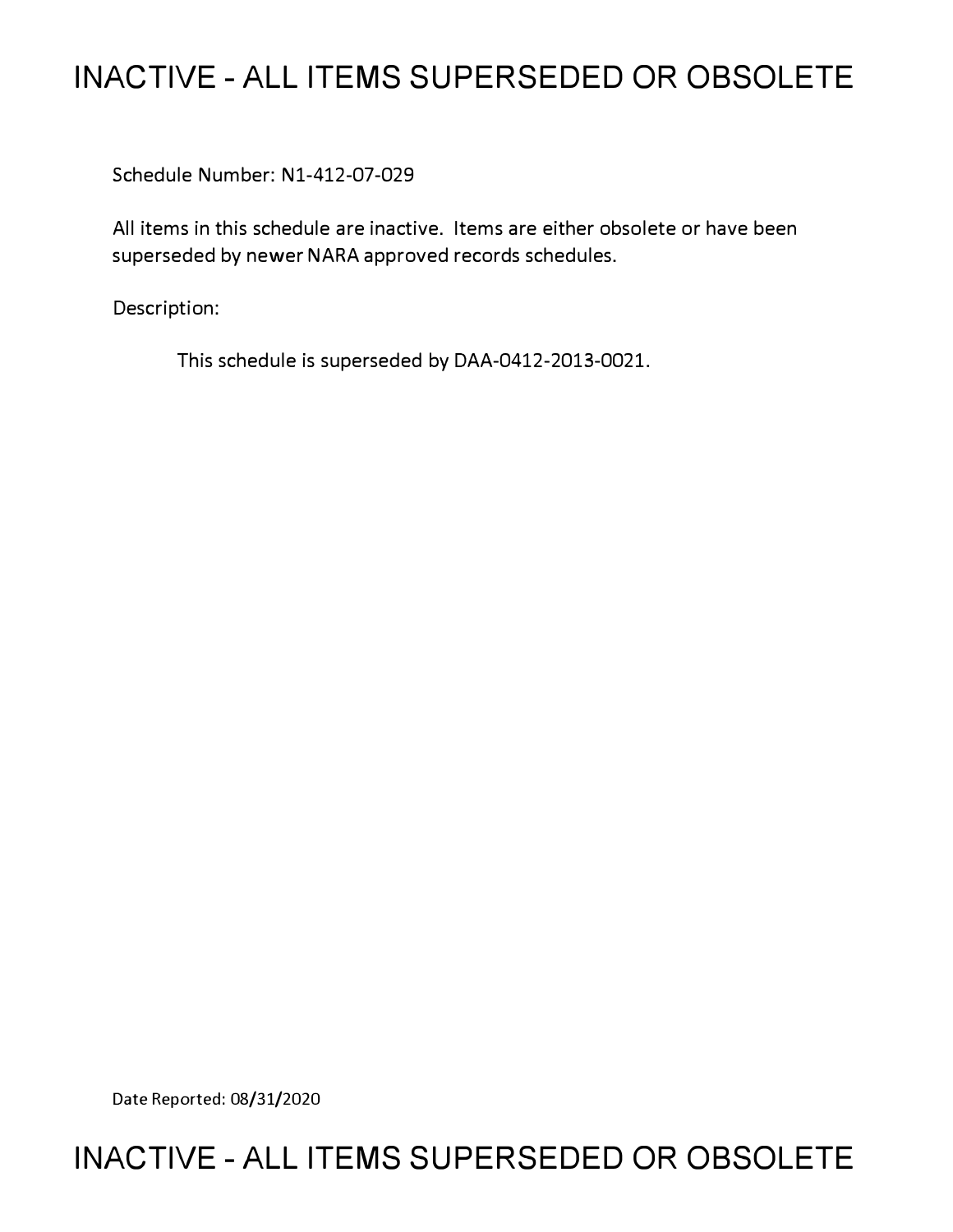# INACTIVE - ALL ITEMS SUPERSEDED OR OBSOLETE

Schedule Number: N1-412-07-029

All items in this schedule are inactive. Items are either obsolete or have been superseded by newer NARA approved records schedules.

Description:

This schedule is superseded by DAA-0412-2013-0021.

Date Reported: 08/31/2020

# INACTIVE - ALL ITEMS SUPERSEDED OR OBSOLETE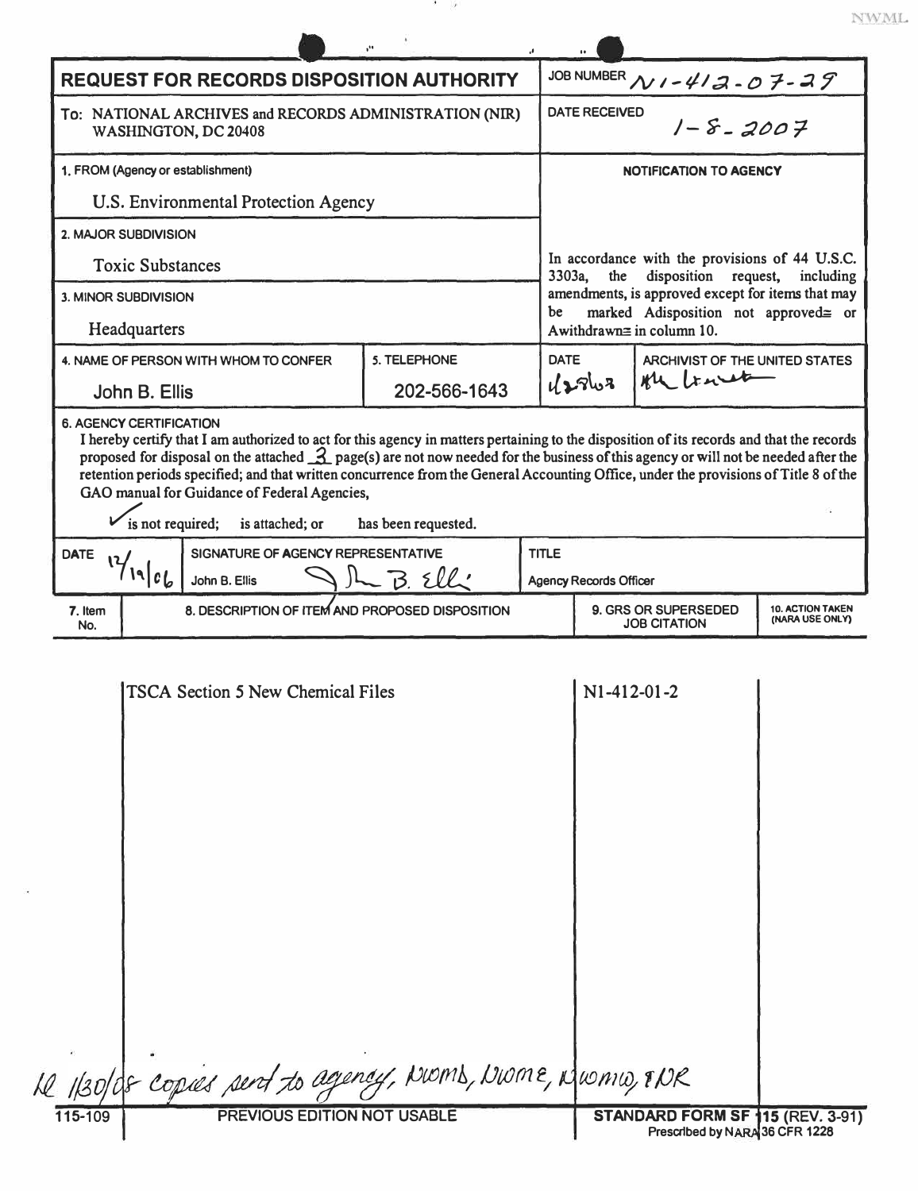# REQUEST FOR RECORDS DISPOSITION AUTHORITY

**JOB NUMBER** N1-412-07-29

**To:** NATIONAL ARCHIVES and RECORDS ADMINISTRATION (NIR) WASHINGTON, DC 20408

**DATE RECEIVED** 1-8-2007

**1. FROM (Agency or establishment)**

U.S. Environmental Protection Agency

**2. MAJOR SUBDIVISION**

Toxic Substances

**3. MINOR SUBDIVISION**

Headquarters

**NOTIFICATION TO AGENCY**

In accordance with the provisions of 44 U.S.C. 3303a, the disposition request, including amendments, is approved except for items that may be marked Adisposition not approved≅ or Awithdrawn≅ in column 10.

| 4. NAME OF PERSON WITH WHOM TO CONFER | 5. TELEPHONE | DATE | ARCHIVIST OF THE UNITED STATES |
|---|---|---|---|
| John B. Ellis | 202-566-1643 | 1/25/07 | [signature] |

**6. AGENCY CERTIFICATION**

I hereby certify that I am authorized to act for this agency in matters pertaining to the disposition of its records and that the records proposed for disposal on the attached 3 page(s) are not now needed for the business of this agency or will not be needed after the retention periods specified; and that written concurrence from the General Accounting Office, under the provisions of Title 8 of the GAO manual for Guidance of Federal Agencies,

✓ is not required; is attached; or has been requested.

| DATE | SIGNATURE OF AGENCY REPRESENTATIVE | TITLE |
|---|---|---|
| 12/19/06 | John B. Ellis [signature] | Agency Records Officer |

| 7. Item No. | 8. DESCRIPTION OF ITEM AND PROPOSED DISPOSITION | 9. GRS OR SUPERSEDED JOB CITATION | 10. ACTION TAKEN (NARA USE ONLY) |
|---|---|---|---|
| | TSCA Section 5 New Chemical Files | N1-412-01-2 | |

*LL 1/30/08 copies sent to agency, NWMD, NWME, NWMW, & NR*

115-109 PREVIOUS EDITION NOT USABLE STANDARD FORM SF 115 (REV. 3-91) Prescribed by NARA 36 CFR 1228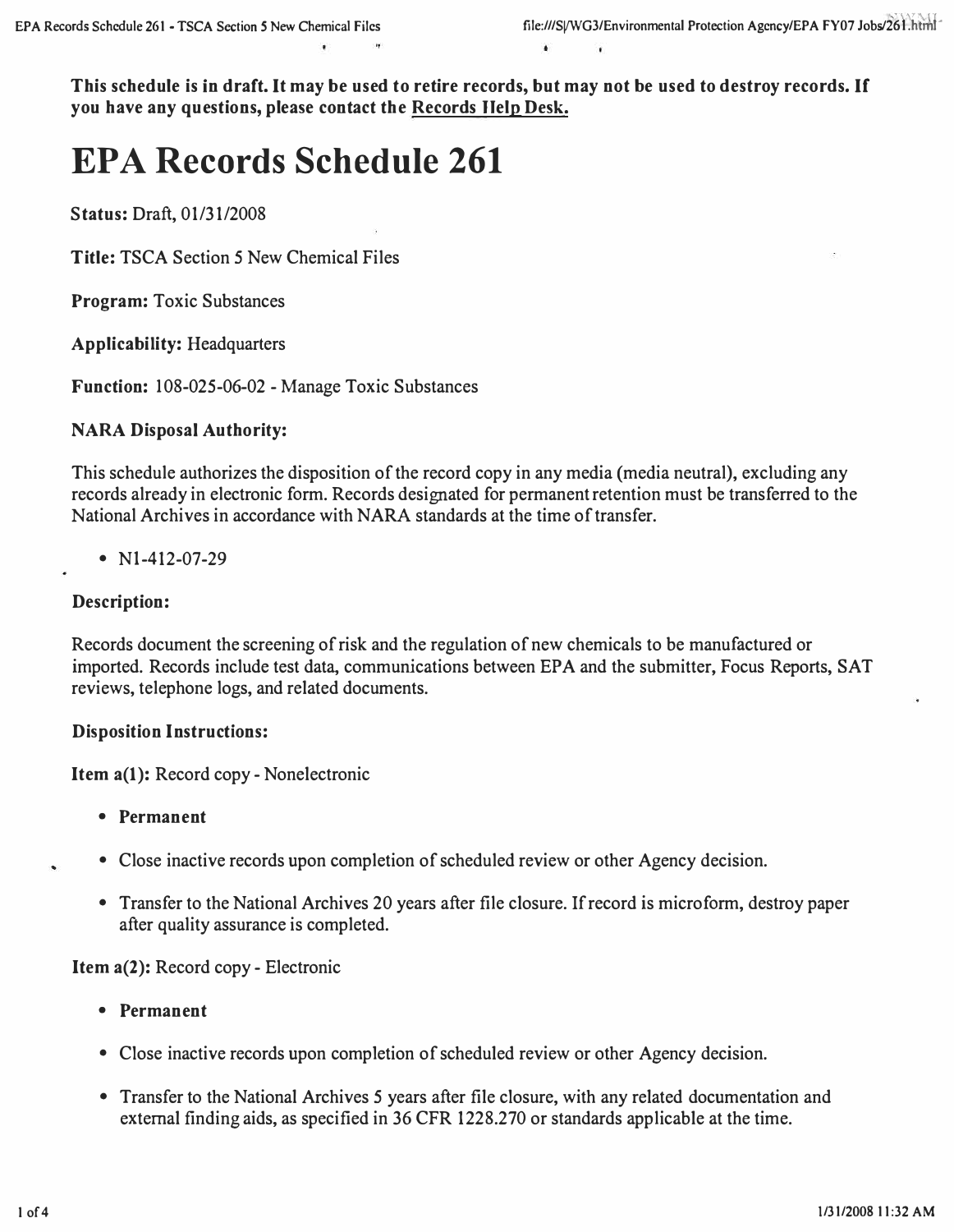**This schedule is in draft. It may be used to retire records, but may not be used to destroy records. If you have any questions, please contact the Records Help Desk.**

# EPA Records Schedule 261

**Status:** Draft, 01/31/2008

**Title:** TSCA Section 5 New Chemical Files

**Program:** Toxic Substances

**Applicability:** Headquarters

**Function:** 108-025-06-02 - Manage Toxic Substances

**NARA Disposal Authority:**

This schedule authorizes the disposition of the record copy in any media (media neutral), excluding any records already in electronic form. Records designated for permanent retention must be transferred to the National Archives in accordance with NARA standards at the time of transfer.

- N1-412-07-29

**Description:**

Records document the screening of risk and the regulation of new chemicals to be manufactured or imported. Records include test data, communications between EPA and the submitter, Focus Reports, SAT reviews, telephone logs, and related documents.

**Disposition Instructions:**

**Item a(1):** Record copy - Nonelectronic

- **Permanent**
- Close inactive records upon completion of scheduled review or other Agency decision.
- Transfer to the National Archives 20 years after file closure. If record is microform, destroy paper after quality assurance is completed.

**Item a(2):** Record copy - Electronic

- **Permanent**
- Close inactive records upon completion of scheduled review or other Agency decision.
- Transfer to the National Archives 5 years after file closure, with any related documentation and external finding aids, as specified in 36 CFR 1228.270 or standards applicable at the time.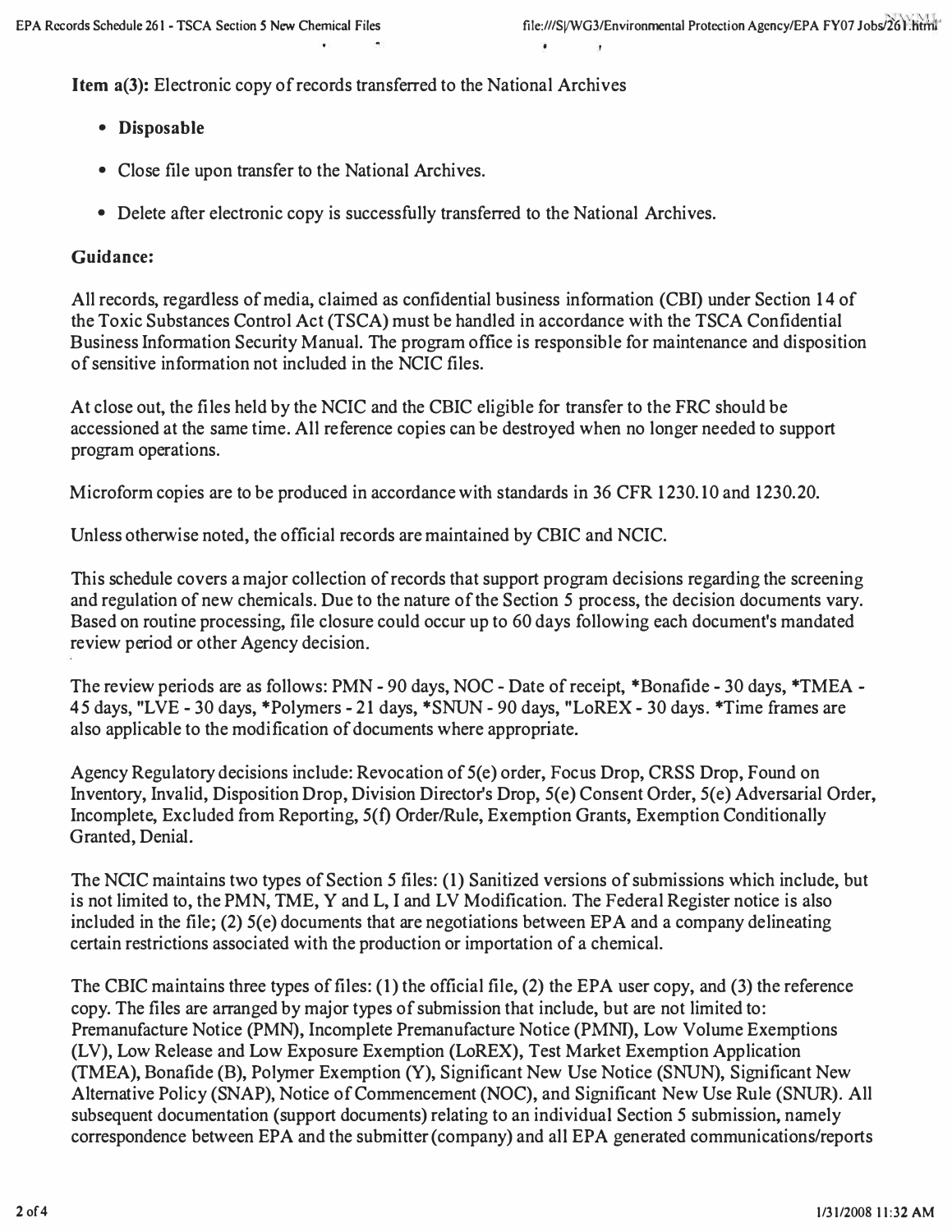**Item a(3):** Electronic copy of records transferred to the National Archives

- **Disposable**
- Close file upon transfer to the National Archives.
- Delete after electronic copy is successfully transferred to the National Archives.

**Guidance:**

All records, regardless of media, claimed as confidential business information (CBI) under Section 14 of the Toxic Substances Control Act (TSCA) must be handled in accordance with the TSCA Confidential Business Information Security Manual. The program office is responsible for maintenance and disposition of sensitive information not included in the NCIC files.

At close out, the files held by the NCIC and the CBIC eligible for transfer to the FRC should be accessioned at the same time. All reference copies can be destroyed when no longer needed to support program operations.

Microform copies are to be produced in accordance with standards in 36 CFR 1230.10 and 1230.20.

Unless otherwise noted, the official records are maintained by CBIC and NCIC.

This schedule covers a major collection of records that support program decisions regarding the screening and regulation of new chemicals. Due to the nature of the Section 5 process, the decision documents vary. Based on routine processing, file closure could occur up to 60 days following each document's mandated review period or other Agency decision.

The review periods are as follows: PMN - 90 days, NOC - Date of receipt, *Bonafide - 30 days, *TMEA - 45 days, "LVE - 30 days, *Polymers - 21 days, *SNUN - 90 days, "LoREX - 30 days. *Time frames are also applicable to the modification of documents where appropriate.

Agency Regulatory decisions include: Revocation of 5(e) order, Focus Drop, CRSS Drop, Found on Inventory, Invalid, Disposition Drop, Division Director's Drop, 5(e) Consent Order, 5(e) Adversarial Order, Incomplete, Excluded from Reporting, 5(f) Order/Rule, Exemption Grants, Exemption Conditionally Granted, Denial.

The NCIC maintains two types of Section 5 files: (1) Sanitized versions of submissions which include, but is not limited to, the PMN, TME, Y and L, I and LV Modification. The Federal Register notice is also included in the file; (2) 5(e) documents that are negotiations between EPA and a company delineating certain restrictions associated with the production or importation of a chemical.

The CBIC maintains three types of files: (1) the official file, (2) the EPA user copy, and (3) the reference copy. The files are arranged by major types of submission that include, but are not limited to: Premanufacture Notice (PMN), Incomplete Premanufacture Notice (PMNI), Low Volume Exemptions (LV), Low Release and Low Exposure Exemption (LoREX), Test Market Exemption Application (TMEA), Bonafide (B), Polymer Exemption (Y), Significant New Use Notice (SNUN), Significant New Alternative Policy (SNAP), Notice of Commencement (NOC), and Significant New Use Rule (SNUR). All subsequent documentation (support documents) relating to an individual Section 5 submission, namely correspondence between EPA and the submitter (company) and all EPA generated communications/reports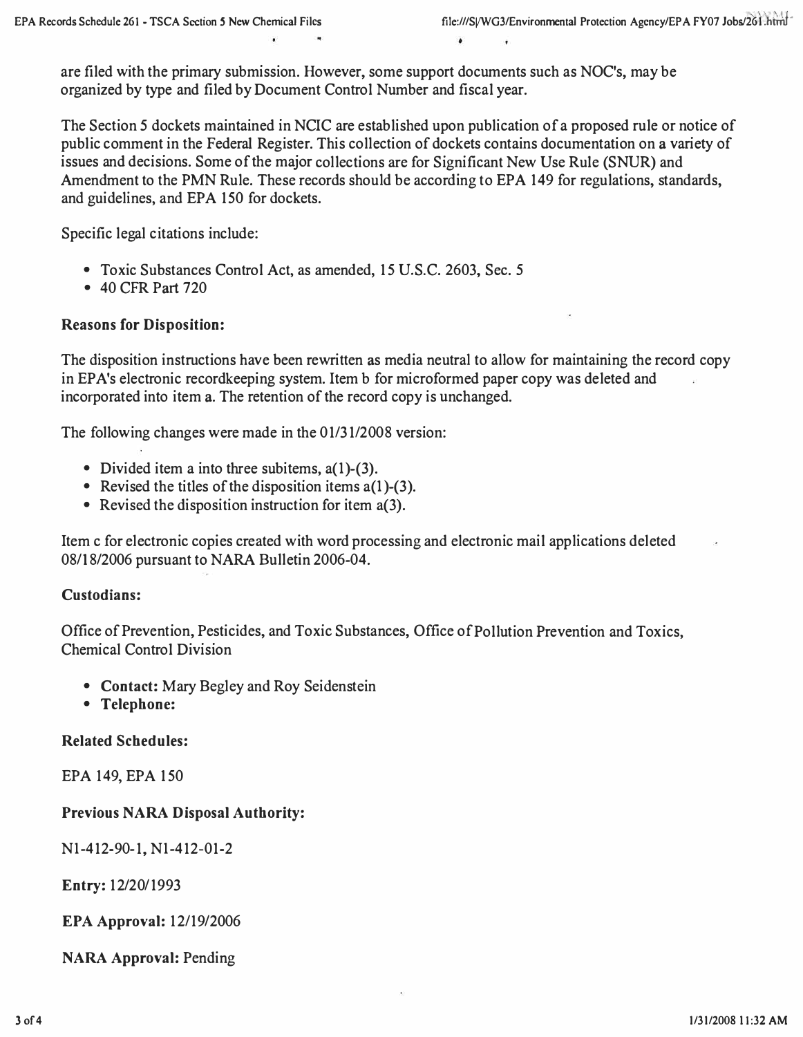are filed with the primary submission. However, some support documents such as NOC's, may be organized by type and filed by Document Control Number and fiscal year.

The Section 5 dockets maintained in NCIC are established upon publication of a proposed rule or notice of public comment in the Federal Register. This collection of dockets contains documentation on a variety of issues and decisions. Some of the major collections are for Significant New Use Rule (SNUR) and Amendment to the PMN Rule. These records should be according to EPA 149 for regulations, standards, and guidelines, and EPA 150 for dockets.

Specific legal citations include:

- Toxic Substances Control Act, as amended, 15 U.S.C. 2603, Sec. 5
- 40 CFR Part 720

**Reasons for Disposition:**

The disposition instructions have been rewritten as media neutral to allow for maintaining the record copy in EPA's electronic recordkeeping system. Item b for microformed paper copy was deleted and incorporated into item a. The retention of the record copy is unchanged.

The following changes were made in the 01/31/2008 version:

- Divided item a into three subitems, a(1)-(3).
- Revised the titles of the disposition items a(1)-(3).
- Revised the disposition instruction for item a(3).

Item c for electronic copies created with word processing and electronic mail applications deleted 08/18/2006 pursuant to NARA Bulletin 2006-04.

**Custodians:**

Office of Prevention, Pesticides, and Toxic Substances, Office of Pollution Prevention and Toxics, Chemical Control Division

- **Contact:** Mary Begley and Roy Seidenstein
- **Telephone:**

**Related Schedules:**

EPA 149, EPA 150

**Previous NARA Disposal Authority:**

N1-412-90-1, N1-412-01-2

**Entry:** 12/20/1993

**EPA Approval:** 12/19/2006

**NARA Approval:** Pending